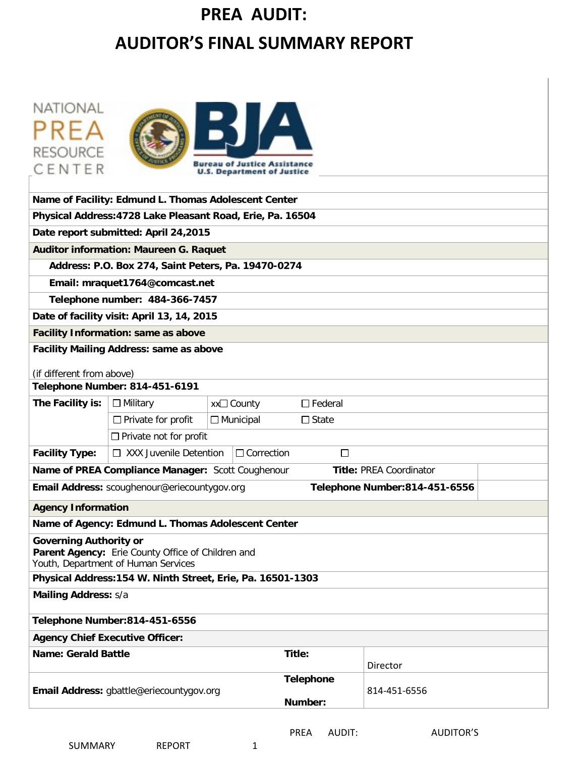# PREA AUDIT:

# AUDITOR'S FINAL SUMMARY REPORT

NATIONAL PREA RESOURCE CENTER

Bureau of Justice Assistance
U.S. Department of Justice

**Name of Facility: Edmund L. Thomas Adolescent Center**

**Physical Address:4728 Lake Pleasant Road, Erie, Pa. 16504**

**Date report submitted: April 24,2015**

**Auditor information: Maureen G. Raquet**

**Address: P.O. Box 274, Saint Peters, Pa. 19470-0274**

**Email: mraquet1764@comcast.net**

**Telephone number: 484-366-7457**

**Date of facility visit: April 13, 14, 2015**

**Facility Information: same as above**

**Facility Mailing Address: same as above**

(if different from above)

**Telephone Number: 814-451-6191**

| **The Facility is:** | ☐ Military | xx☐ County | ☐ Federal |
|---|---|---|---|
| | ☐ Private for profit | ☐ Municipal | ☐ State |
| | ☐ Private not for profit | | |

| **Facility Type:** | ☐ XXX Juvenile Detention | ☐ Correction | ☐ |
|---|---|---|---|

**Name of PREA Compliance Manager:** Scott Coughenour **Title:** PREA Coordinator

**Email Address:** scoughenour@eriecountygov.org **Telephone Number:814-451-6556**

**Agency Information**

**Name of Agency: Edmund L. Thomas Adolescent Center**

**Governing Authority or**
**Parent Agency:** Erie County Office of Children and Youth, Department of Human Services

**Physical Address:154 W. Ninth Street, Erie, Pa. 16501-1303**

**Mailing Address:** s/a

**Telephone Number:814-451-6556**

**Agency Chief Executive Officer:**

| | | | |
|---|---|---|---|
| **Name: Gerald Battle** | | **Title:** | Director |
| **Email Address:** gbattle@eriecountygov.org | | **Telephone Number:** | 814-451-6556 |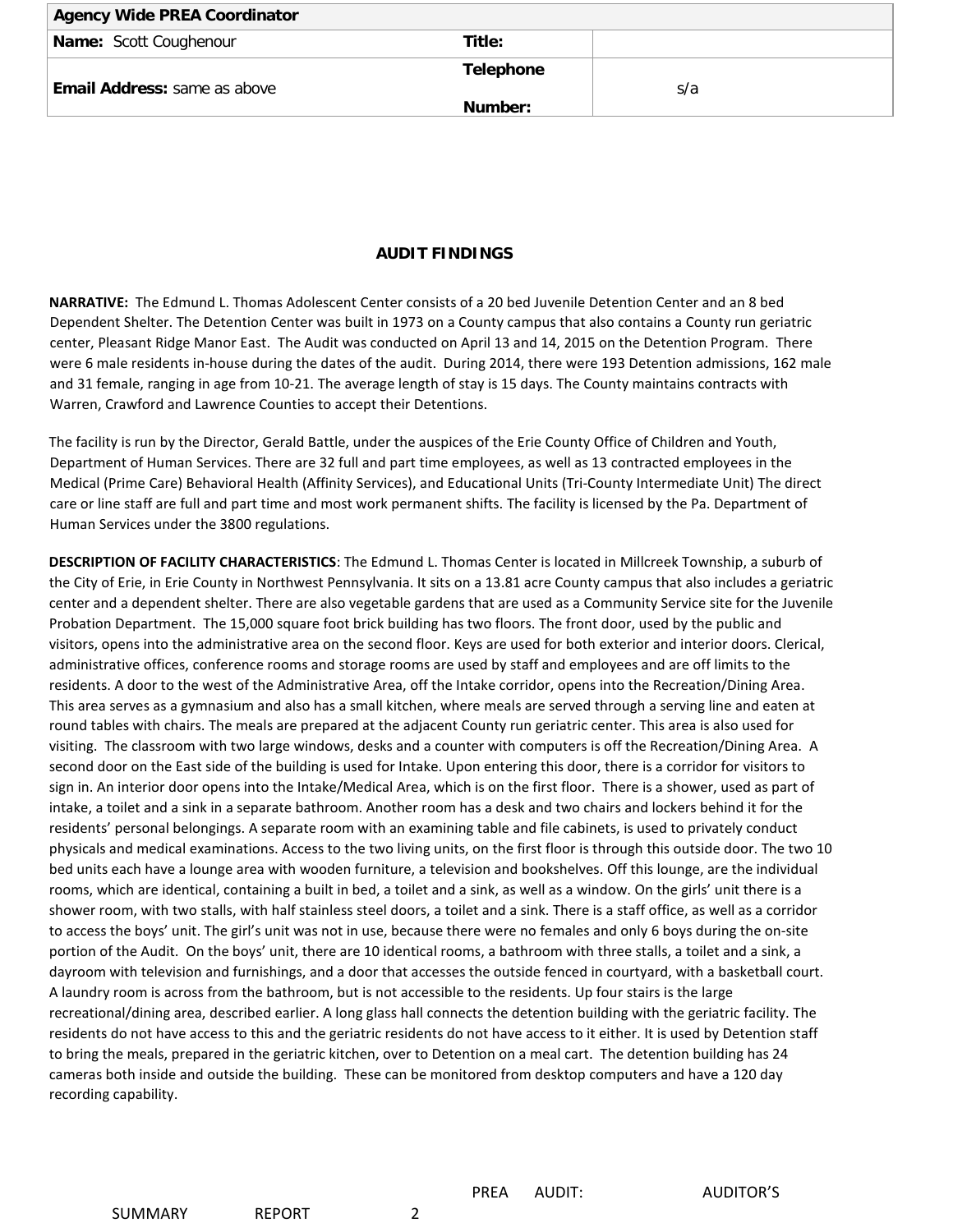| **Agency Wide PREA Coordinator** | | |
|---|---|---|
| **Name:** Scott Coughenour | **Title:** | |
| **Email Address:** same as above | **Telephone Number:** | s/a |

## AUDIT FINDINGS

**NARRATIVE:** The Edmund L. Thomas Adolescent Center consists of a 20 bed Juvenile Detention Center and an 8 bed Dependent Shelter. The Detention Center was built in 1973 on a County campus that also contains a County run geriatric center, Pleasant Ridge Manor East. The Audit was conducted on April 13 and 14, 2015 on the Detention Program. There were 6 male residents in-house during the dates of the audit. During 2014, there were 193 Detention admissions, 162 male and 31 female, ranging in age from 10-21. The average length of stay is 15 days. The County maintains contracts with Warren, Crawford and Lawrence Counties to accept their Detentions.

The facility is run by the Director, Gerald Battle, under the auspices of the Erie County Office of Children and Youth, Department of Human Services. There are 32 full and part time employees, as well as 13 contracted employees in the Medical (Prime Care) Behavioral Health (Affinity Services), and Educational Units (Tri-County Intermediate Unit) The direct care or line staff are full and part time and most work permanent shifts. The facility is licensed by the Pa. Department of Human Services under the 3800 regulations.

**DESCRIPTION OF FACILITY CHARACTERISTICS**: The Edmund L. Thomas Center is located in Millcreek Township, a suburb of the City of Erie, in Erie County in Northwest Pennsylvania. It sits on a 13.81 acre County campus that also includes a geriatric center and a dependent shelter. There are also vegetable gardens that are used as a Community Service site for the Juvenile Probation Department. The 15,000 square foot brick building has two floors. The front door, used by the public and visitors, opens into the administrative area on the second floor. Keys are used for both exterior and interior doors. Clerical, administrative offices, conference rooms and storage rooms are used by staff and employees and are off limits to the residents. A door to the west of the Administrative Area, off the Intake corridor, opens into the Recreation/Dining Area. This area serves as a gymnasium and also has a small kitchen, where meals are served through a serving line and eaten at round tables with chairs. The meals are prepared at the adjacent County run geriatric center. This area is also used for visiting. The classroom with two large windows, desks and a counter with computers is off the Recreation/Dining Area. A second door on the East side of the building is used for Intake. Upon entering this door, there is a corridor for visitors to sign in. An interior door opens into the Intake/Medical Area, which is on the first floor. There is a shower, used as part of intake, a toilet and a sink in a separate bathroom. Another room has a desk and two chairs and lockers behind it for the residents' personal belongings. A separate room with an examining table and file cabinets, is used to privately conduct physicals and medical examinations. Access to the two living units, on the first floor is through this outside door. The two 10 bed units each have a lounge area with wooden furniture, a television and bookshelves. Off this lounge, are the individual rooms, which are identical, containing a built in bed, a toilet and a sink, as well as a window. On the girls' unit there is a shower room, with two stalls, with half stainless steel doors, a toilet and a sink. There is a staff office, as well as a corridor to access the boys' unit. The girl's unit was not in use, because there were no females and only 6 boys during the on-site portion of the Audit. On the boys' unit, there are 10 identical rooms, a bathroom with three stalls, a toilet and a sink, a dayroom with television and furnishings, and a door that accesses the outside fenced in courtyard, with a basketball court. A laundry room is across from the bathroom, but is not accessible to the residents. Up four stairs is the large recreational/dining area, described earlier. A long glass hall connects the detention building with the geriatric facility. The residents do not have access to this and the geriatric residents do not have access to it either. It is used by Detention staff to bring the meals, prepared in the geriatric kitchen, over to Detention on a meal cart. The detention building has 24 cameras both inside and outside the building. These can be monitored from desktop computers and have a 120 day recording capability.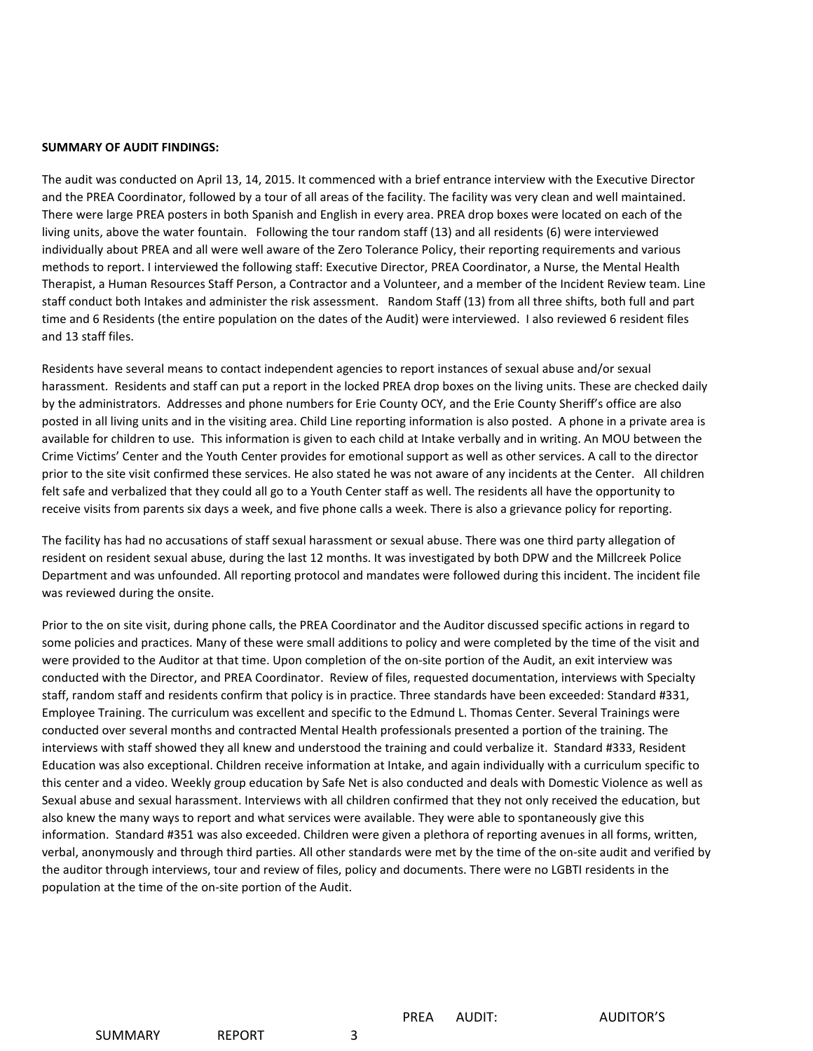**SUMMARY OF AUDIT FINDINGS:**

The audit was conducted on April 13, 14, 2015. It commenced with a brief entrance interview with the Executive Director and the PREA Coordinator, followed by a tour of all areas of the facility. The facility was very clean and well maintained. There were large PREA posters in both Spanish and English in every area. PREA drop boxes were located on each of the living units, above the water fountain. Following the tour random staff (13) and all residents (6) were interviewed individually about PREA and all were well aware of the Zero Tolerance Policy, their reporting requirements and various methods to report. I interviewed the following staff: Executive Director, PREA Coordinator, a Nurse, the Mental Health Therapist, a Human Resources Staff Person, a Contractor and a Volunteer, and a member of the Incident Review team. Line staff conduct both Intakes and administer the risk assessment. Random Staff (13) from all three shifts, both full and part time and 6 Residents (the entire population on the dates of the Audit) were interviewed. I also reviewed 6 resident files and 13 staff files.

Residents have several means to contact independent agencies to report instances of sexual abuse and/or sexual harassment. Residents and staff can put a report in the locked PREA drop boxes on the living units. These are checked daily by the administrators. Addresses and phone numbers for Erie County OCY, and the Erie County Sheriff's office are also posted in all living units and in the visiting area. Child Line reporting information is also posted. A phone in a private area is available for children to use. This information is given to each child at Intake verbally and in writing. An MOU between the Crime Victims' Center and the Youth Center provides for emotional support as well as other services. A call to the director prior to the site visit confirmed these services. He also stated he was not aware of any incidents at the Center. All children felt safe and verbalized that they could all go to a Youth Center staff as well. The residents all have the opportunity to receive visits from parents six days a week, and five phone calls a week. There is also a grievance policy for reporting.

The facility has had no accusations of staff sexual harassment or sexual abuse. There was one third party allegation of resident on resident sexual abuse, during the last 12 months. It was investigated by both DPW and the Millcreek Police Department and was unfounded. All reporting protocol and mandates were followed during this incident. The incident file was reviewed during the onsite.

Prior to the on site visit, during phone calls, the PREA Coordinator and the Auditor discussed specific actions in regard to some policies and practices. Many of these were small additions to policy and were completed by the time of the visit and were provided to the Auditor at that time. Upon completion of the on-site portion of the Audit, an exit interview was conducted with the Director, and PREA Coordinator. Review of files, requested documentation, interviews with Specialty staff, random staff and residents confirm that policy is in practice. Three standards have been exceeded: Standard #331, Employee Training. The curriculum was excellent and specific to the Edmund L. Thomas Center. Several Trainings were conducted over several months and contracted Mental Health professionals presented a portion of the training. The interviews with staff showed they all knew and understood the training and could verbalize it. Standard #333, Resident Education was also exceptional. Children receive information at Intake, and again individually with a curriculum specific to this center and a video. Weekly group education by Safe Net is also conducted and deals with Domestic Violence as well as Sexual abuse and sexual harassment. Interviews with all children confirmed that they not only received the education, but also knew the many ways to report and what services were available. They were able to spontaneously give this information. Standard #351 was also exceeded. Children were given a plethora of reporting avenues in all forms, written, verbal, anonymously and through third parties. All other standards were met by the time of the on-site audit and verified by the auditor through interviews, tour and review of files, policy and documents. There were no LGBTI residents in the population at the time of the on-site portion of the Audit.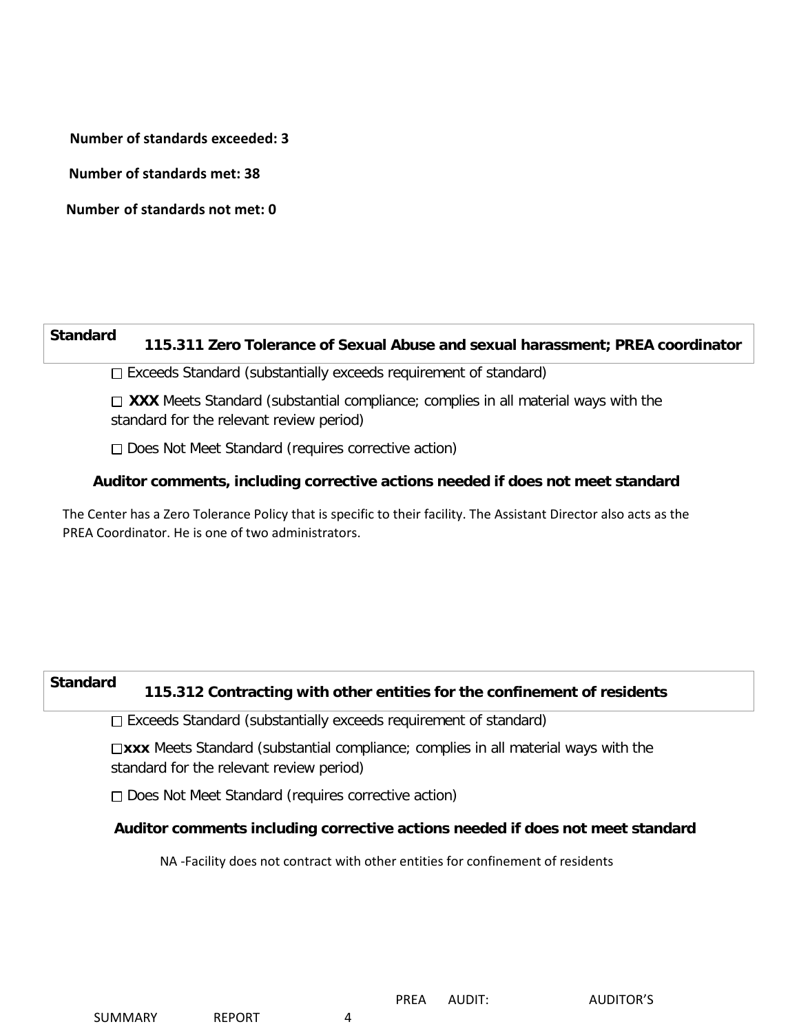**Number of standards exceeded: 3**

**Number of standards met: 38**

**Number of standards not met: 0**

## Standard 115.311 Zero Tolerance of Sexual Abuse and sexual harassment; PREA coordinator

☐ Exceeds Standard (substantially exceeds requirement of standard)

☐ **XXX** Meets Standard (substantial compliance; complies in all material ways with the standard for the relevant review period)

☐ Does Not Meet Standard (requires corrective action)

**Auditor comments, including corrective actions needed if does not meet standard**

The Center has a Zero Tolerance Policy that is specific to their facility. The Assistant Director also acts as the PREA Coordinator. He is one of two administrators.

## Standard 115.312 Contracting with other entities for the confinement of residents

☐ Exceeds Standard (substantially exceeds requirement of standard)

☐**xxx** Meets Standard (substantial compliance; complies in all material ways with the standard for the relevant review period)

☐ Does Not Meet Standard (requires corrective action)

**Auditor comments including corrective actions needed if does not meet standard**

NA -Facility does not contract with other entities for confinement of residents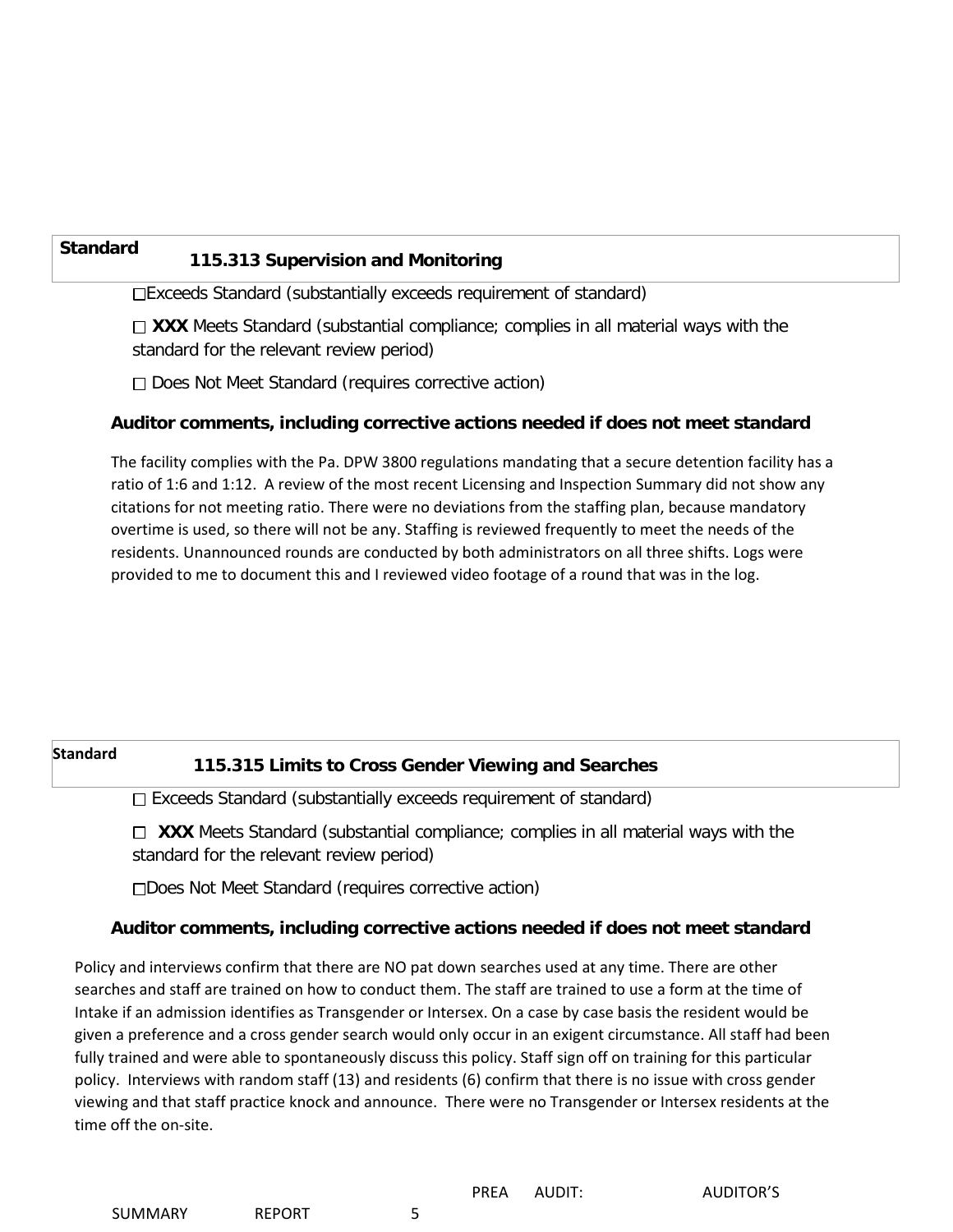| Standard | 115.313 Supervision and Monitoring |
|---|---|

☐Exceeds Standard (substantially exceeds requirement of standard)

☐ **XXX** Meets Standard (substantial compliance; complies in all material ways with the standard for the relevant review period)

☐ Does Not Meet Standard (requires corrective action)

**Auditor comments, including corrective actions needed if does not meet standard**

The facility complies with the Pa. DPW 3800 regulations mandating that a secure detention facility has a ratio of 1:6 and 1:12. A review of the most recent Licensing and Inspection Summary did not show any citations for not meeting ratio. There were no deviations from the staffing plan, because mandatory overtime is used, so there will not be any. Staffing is reviewed frequently to meet the needs of the residents. Unannounced rounds are conducted by both administrators on all three shifts. Logs were provided to me to document this and I reviewed video footage of a round that was in the log.

| Standard | 115.315 Limits to Cross Gender Viewing and Searches |
|---|---|

☐ Exceeds Standard (substantially exceeds requirement of standard)

☐ **XXX** Meets Standard (substantial compliance; complies in all material ways with the standard for the relevant review period)

☐Does Not Meet Standard (requires corrective action)

**Auditor comments, including corrective actions needed if does not meet standard**

Policy and interviews confirm that there are NO pat down searches used at any time. There are other searches and staff are trained on how to conduct them. The staff are trained to use a form at the time of Intake if an admission identifies as Transgender or Intersex. On a case by case basis the resident would be given a preference and a cross gender search would only occur in an exigent circumstance. All staff had been fully trained and were able to spontaneously discuss this policy. Staff sign off on training for this particular policy. Interviews with random staff (13) and residents (6) confirm that there is no issue with cross gender viewing and that staff practice knock and announce. There were no Transgender or Intersex residents at the time off the on-site.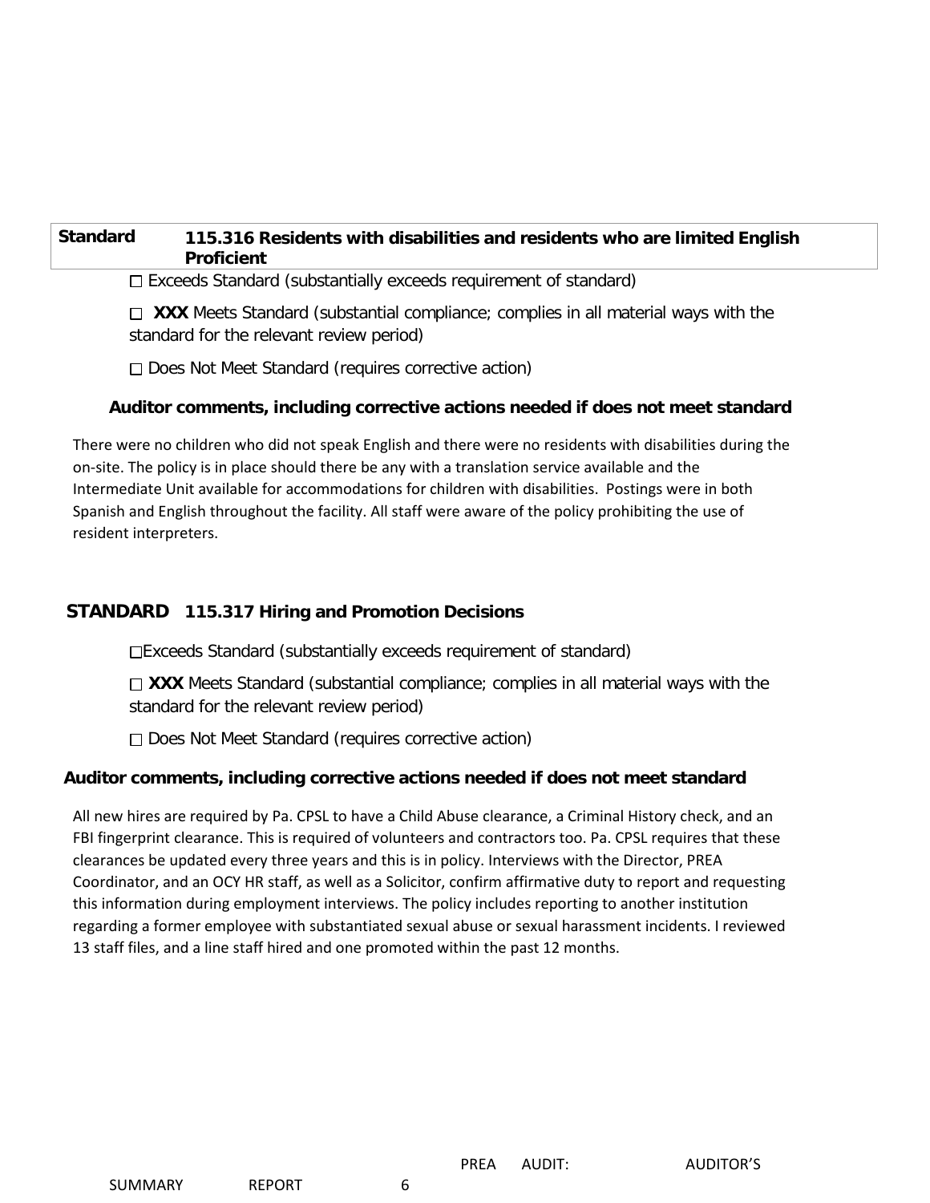| Standard | 115.316 Residents with disabilities and residents who are limited English Proficient |
|---|---|

☐ Exceeds Standard (substantially exceeds requirement of standard)

☐ **XXX** Meets Standard (substantial compliance; complies in all material ways with the standard for the relevant review period)

☐ Does Not Meet Standard (requires corrective action)

**Auditor comments, including corrective actions needed if does not meet standard**

There were no children who did not speak English and there were no residents with disabilities during the on-site. The policy is in place should there be any with a translation service available and the Intermediate Unit available for accommodations for children with disabilities. Postings were in both Spanish and English throughout the facility. All staff were aware of the policy prohibiting the use of resident interpreters.

**STANDARD 115.317 Hiring and Promotion Decisions**

☐Exceeds Standard (substantially exceeds requirement of standard)

☐ **XXX** Meets Standard (substantial compliance; complies in all material ways with the standard for the relevant review period)

☐ Does Not Meet Standard (requires corrective action)

**Auditor comments, including corrective actions needed if does not meet standard**

All new hires are required by Pa. CPSL to have a Child Abuse clearance, a Criminal History check, and an FBI fingerprint clearance. This is required of volunteers and contractors too. Pa. CPSL requires that these clearances be updated every three years and this is in policy. Interviews with the Director, PREA Coordinator, and an OCY HR staff, as well as a Solicitor, confirm affirmative duty to report and requesting this information during employment interviews. The policy includes reporting to another institution regarding a former employee with substantiated sexual abuse or sexual harassment incidents. I reviewed 13 staff files, and a line staff hired and one promoted within the past 12 months.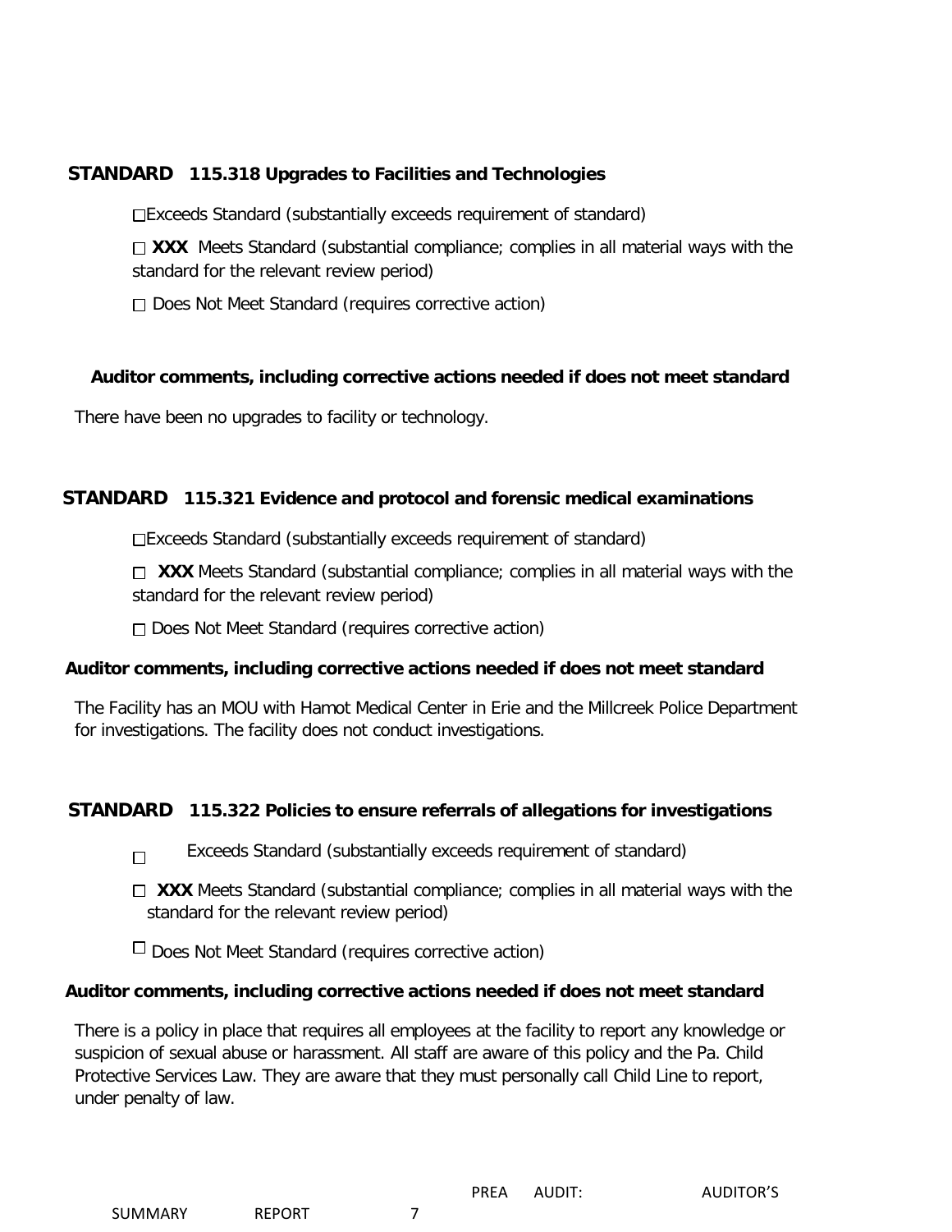**STANDARD 115.318 Upgrades to Facilities and Technologies**

☐Exceeds Standard (substantially exceeds requirement of standard)

☐ **XXX** Meets Standard (substantial compliance; complies in all material ways with the standard for the relevant review period)

☐ Does Not Meet Standard (requires corrective action)

**Auditor comments, including corrective actions needed if does not meet standard**

There have been no upgrades to facility or technology.

**STANDARD 115.321 Evidence and protocol and forensic medical examinations**

☐Exceeds Standard (substantially exceeds requirement of standard)

☐ **XXX** Meets Standard (substantial compliance; complies in all material ways with the standard for the relevant review period)

☐ Does Not Meet Standard (requires corrective action)

**Auditor comments, including corrective actions needed if does not meet standard**

The Facility has an MOU with Hamot Medical Center in Erie and the Millcreek Police Department for investigations. The facility does not conduct investigations.

**STANDARD 115.322 Policies to ensure referrals of allegations for investigations**

☐ Exceeds Standard (substantially exceeds requirement of standard)

☐ **XXX** Meets Standard (substantial compliance; complies in all material ways with the standard for the relevant review period)

☐ Does Not Meet Standard (requires corrective action)

**Auditor comments, including corrective actions needed if does not meet standard**

There is a policy in place that requires all employees at the facility to report any knowledge or suspicion of sexual abuse or harassment. All staff are aware of this policy and the Pa. Child Protective Services Law. They are aware that they must personally call Child Line to report, under penalty of law.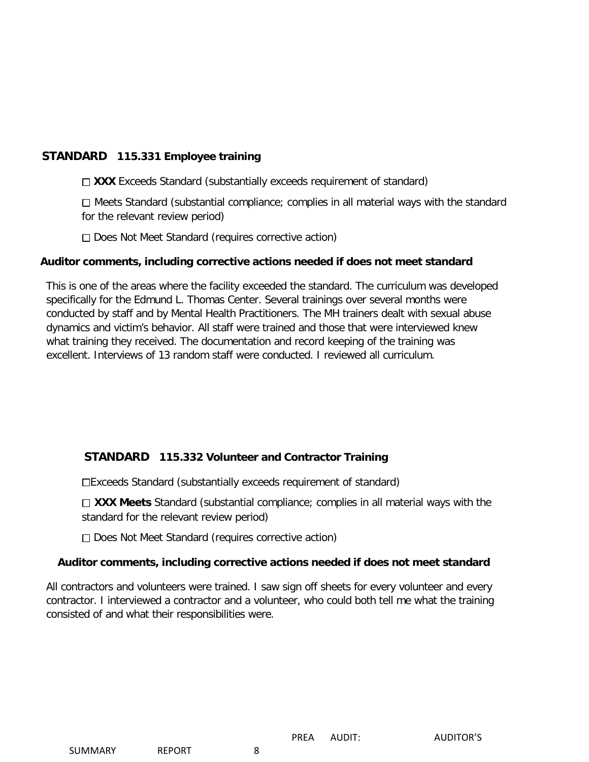## STANDARD 115.331 Employee training

☐ **XXX** Exceeds Standard (substantially exceeds requirement of standard)

☐ Meets Standard (substantial compliance; complies in all material ways with the standard for the relevant review period)

☐ Does Not Meet Standard (requires corrective action)

**Auditor comments, including corrective actions needed if does not meet standard**

This is one of the areas where the facility exceeded the standard. The curriculum was developed specifically for the Edmund L. Thomas Center. Several trainings over several months were conducted by staff and by Mental Health Practitioners. The MH trainers dealt with sexual abuse dynamics and victim's behavior. All staff were trained and those that were interviewed knew what training they received. The documentation and record keeping of the training was excellent. Interviews of 13 random staff were conducted. I reviewed all curriculum.

## STANDARD 115.332 Volunteer and Contractor Training

☐Exceeds Standard (substantially exceeds requirement of standard)

☐ **XXX Meets** Standard (substantial compliance; complies in all material ways with the standard for the relevant review period)

☐ Does Not Meet Standard (requires corrective action)

**Auditor comments, including corrective actions needed if does not meet standard**

All contractors and volunteers were trained. I saw sign off sheets for every volunteer and every contractor. I interviewed a contractor and a volunteer, who could both tell me what the training consisted of and what their responsibilities were.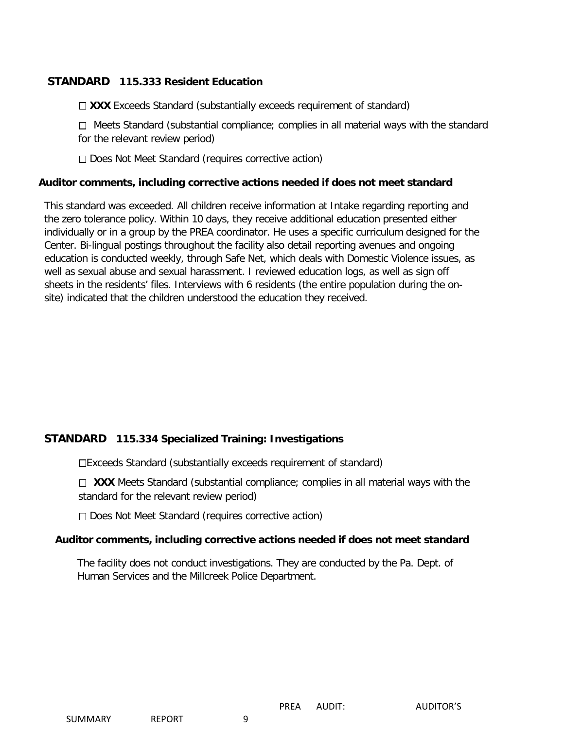### STANDARD 115.333 Resident Education

☐ **XXX** Exceeds Standard (substantially exceeds requirement of standard)

☐ Meets Standard (substantial compliance; complies in all material ways with the standard for the relevant review period)

☐ Does Not Meet Standard (requires corrective action)

**Auditor comments, including corrective actions needed if does not meet standard**

This standard was exceeded. All children receive information at Intake regarding reporting and the zero tolerance policy. Within 10 days, they receive additional education presented either individually or in a group by the PREA coordinator. He uses a specific curriculum designed for the Center. Bi-lingual postings throughout the facility also detail reporting avenues and ongoing education is conducted weekly, through Safe Net, which deals with Domestic Violence issues, as well as sexual abuse and sexual harassment. I reviewed education logs, as well as sign off sheets in the residents' files. Interviews with 6 residents (the entire population during the on-site) indicated that the children understood the education they received.

### STANDARD 115.334 Specialized Training: Investigations

☐Exceeds Standard (substantially exceeds requirement of standard)

☐ **XXX** Meets Standard (substantial compliance; complies in all material ways with the standard for the relevant review period)

☐ Does Not Meet Standard (requires corrective action)

**Auditor comments, including corrective actions needed if does not meet standard**

The facility does not conduct investigations. They are conducted by the Pa. Dept. of Human Services and the Millcreek Police Department.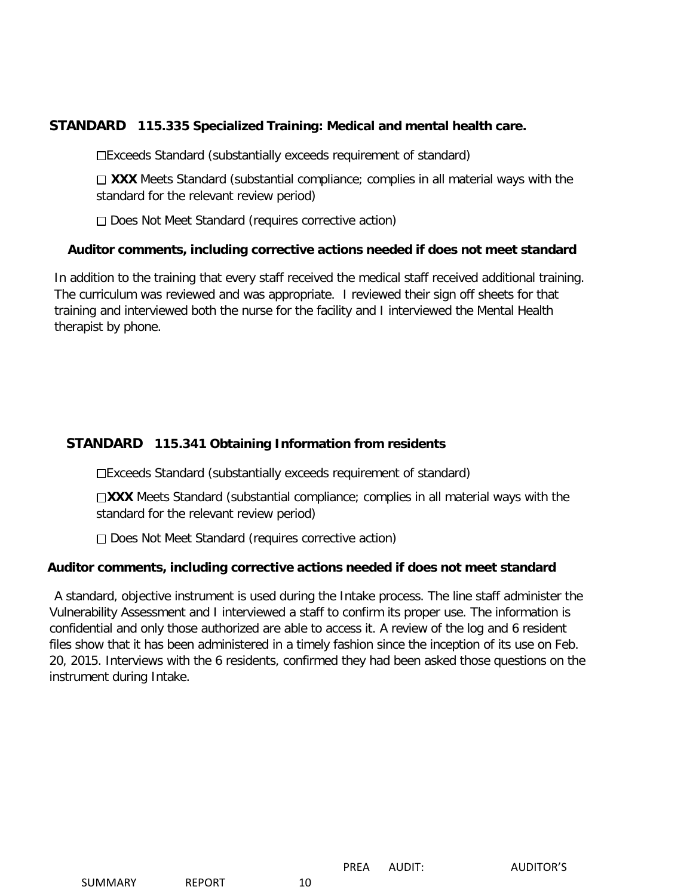**STANDARD 115.335 Specialized Training: Medical and mental health care.**

☐Exceeds Standard (substantially exceeds requirement of standard)

☐ **XXX** Meets Standard (substantial compliance; complies in all material ways with the standard for the relevant review period)

☐ Does Not Meet Standard (requires corrective action)

**Auditor comments, including corrective actions needed if does not meet standard**

In addition to the training that every staff received the medical staff received additional training. The curriculum was reviewed and was appropriate. I reviewed their sign off sheets for that training and interviewed both the nurse for the facility and I interviewed the Mental Health therapist by phone.

**STANDARD 115.341 Obtaining Information from residents**

☐Exceeds Standard (substantially exceeds requirement of standard)

☐**XXX** Meets Standard (substantial compliance; complies in all material ways with the standard for the relevant review period)

☐ Does Not Meet Standard (requires corrective action)

**Auditor comments, including corrective actions needed if does not meet standard**

A standard, objective instrument is used during the Intake process. The line staff administer the Vulnerability Assessment and I interviewed a staff to confirm its proper use. The information is confidential and only those authorized are able to access it. A review of the log and 6 resident files show that it has been administered in a timely fashion since the inception of its use on Feb. 20, 2015. Interviews with the 6 residents, confirmed they had been asked those questions on the instrument during Intake.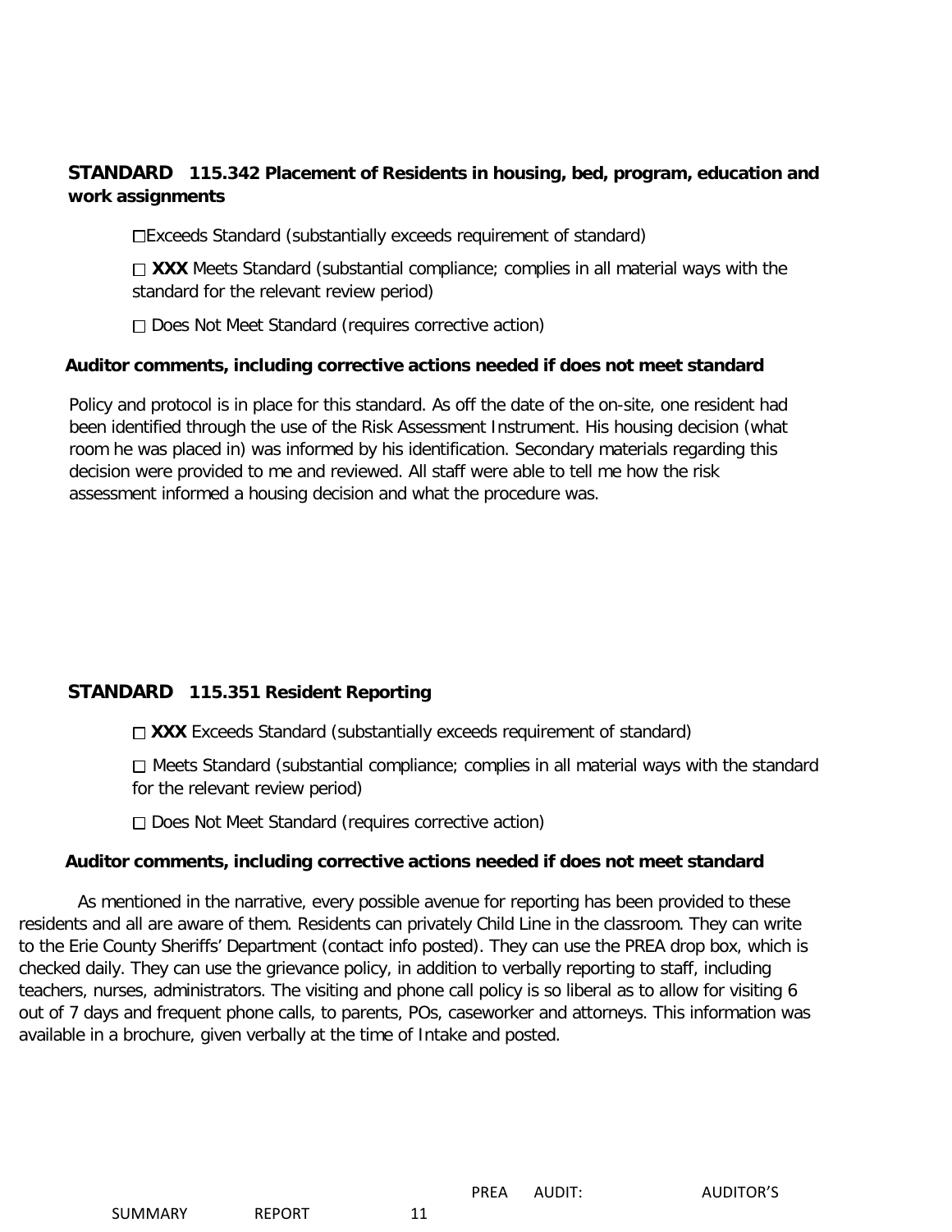**STANDARD 115.342 Placement of Residents in housing, bed, program, education and work assignments**

☐Exceeds Standard (substantially exceeds requirement of standard)

☐ **XXX** Meets Standard (substantial compliance; complies in all material ways with the standard for the relevant review period)

☐ Does Not Meet Standard (requires corrective action)

**Auditor comments, including corrective actions needed if does not meet standard**

Policy and protocol is in place for this standard. As off the date of the on-site, one resident had been identified through the use of the Risk Assessment Instrument. His housing decision (what room he was placed in) was informed by his identification. Secondary materials regarding this decision were provided to me and reviewed. All staff were able to tell me how the risk assessment informed a housing decision and what the procedure was.

**STANDARD 115.351 Resident Reporting**

☐ **XXX** Exceeds Standard (substantially exceeds requirement of standard)

☐ Meets Standard (substantial compliance; complies in all material ways with the standard for the relevant review period)

☐ Does Not Meet Standard (requires corrective action)

**Auditor comments, including corrective actions needed if does not meet standard**

As mentioned in the narrative, every possible avenue for reporting has been provided to these residents and all are aware of them. Residents can privately Child Line in the classroom. They can write to the Erie County Sheriffs' Department (contact info posted). They can use the PREA drop box, which is checked daily. They can use the grievance policy, in addition to verbally reporting to staff, including teachers, nurses, administrators. The visiting and phone call policy is so liberal as to allow for visiting 6 out of 7 days and frequent phone calls, to parents, POs, caseworker and attorneys. This information was available in a brochure, given verbally at the time of Intake and posted.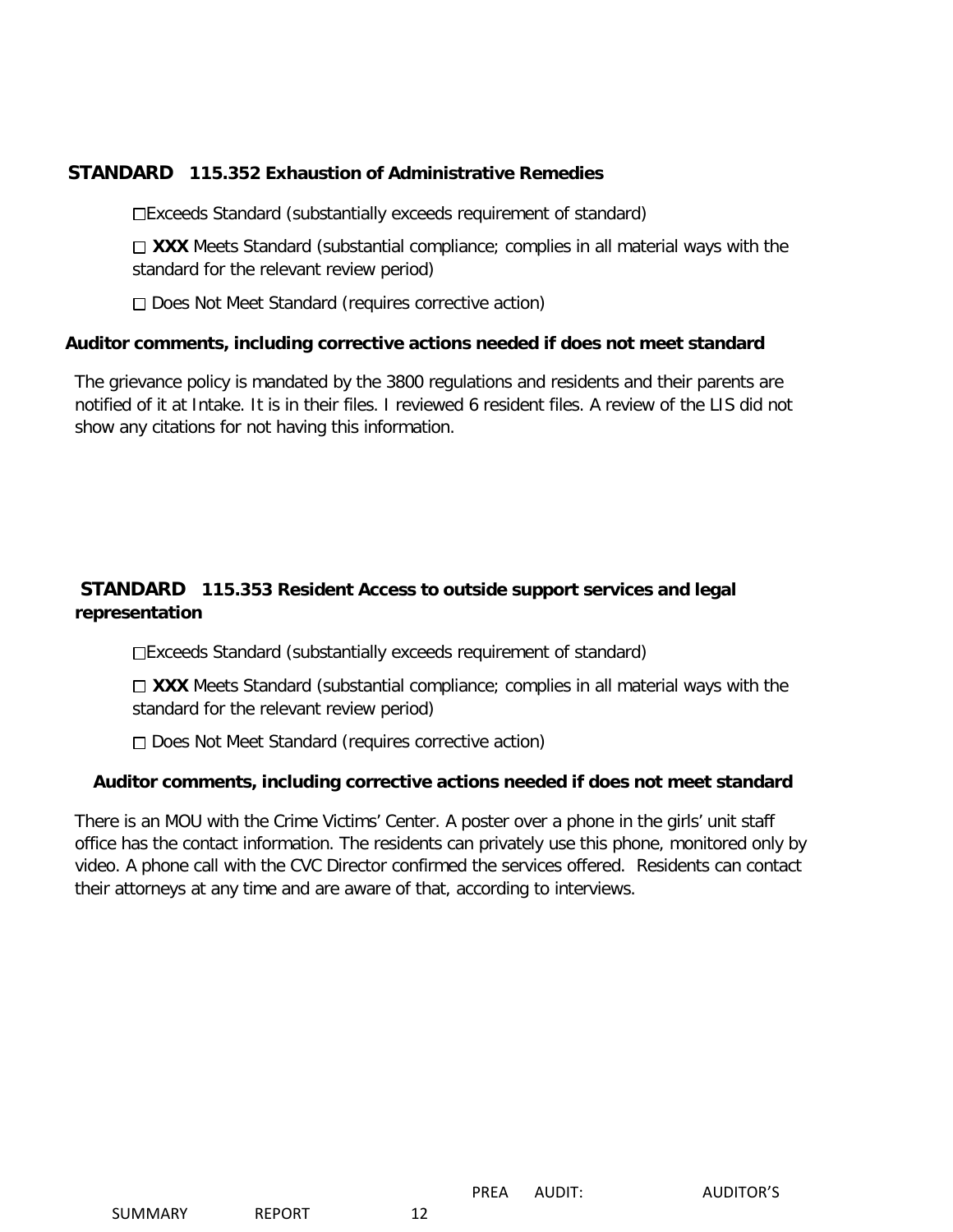## STANDARD 115.352 Exhaustion of Administrative Remedies

☐Exceeds Standard (substantially exceeds requirement of standard)

☐ **XXX** Meets Standard (substantial compliance; complies in all material ways with the standard for the relevant review period)

☐ Does Not Meet Standard (requires corrective action)

**Auditor comments, including corrective actions needed if does not meet standard**

The grievance policy is mandated by the 3800 regulations and residents and their parents are notified of it at Intake. It is in their files. I reviewed 6 resident files. A review of the LIS did not show any citations for not having this information.

## STANDARD 115.353 Resident Access to outside support services and legal representation

☐Exceeds Standard (substantially exceeds requirement of standard)

☐ **XXX** Meets Standard (substantial compliance; complies in all material ways with the standard for the relevant review period)

☐ Does Not Meet Standard (requires corrective action)

**Auditor comments, including corrective actions needed if does not meet standard**

There is an MOU with the Crime Victims' Center. A poster over a phone in the girls' unit staff office has the contact information. The residents can privately use this phone, monitored only by video. A phone call with the CVC Director confirmed the services offered. Residents can contact their attorneys at any time and are aware of that, according to interviews.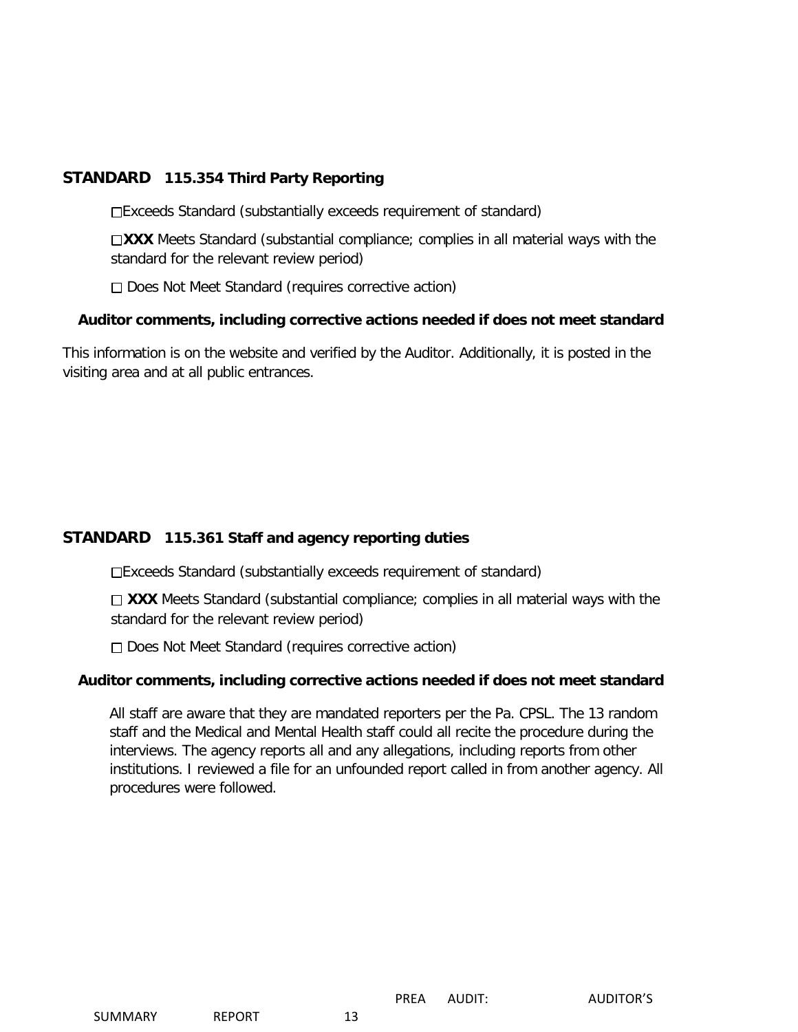## STANDARD 115.354 Third Party Reporting

☐Exceeds Standard (substantially exceeds requirement of standard)

☐**XXX** Meets Standard (substantial compliance; complies in all material ways with the standard for the relevant review period)

☐ Does Not Meet Standard (requires corrective action)

**Auditor comments, including corrective actions needed if does not meet standard**

This information is on the website and verified by the Auditor. Additionally, it is posted in the visiting area and at all public entrances.

## STANDARD 115.361 Staff and agency reporting duties

☐Exceeds Standard (substantially exceeds requirement of standard)

☐ **XXX** Meets Standard (substantial compliance; complies in all material ways with the standard for the relevant review period)

☐ Does Not Meet Standard (requires corrective action)

**Auditor comments, including corrective actions needed if does not meet standard**

All staff are aware that they are mandated reporters per the Pa. CPSL. The 13 random staff and the Medical and Mental Health staff could all recite the procedure during the interviews. The agency reports all and any allegations, including reports from other institutions. I reviewed a file for an unfounded report called in from another agency. All procedures were followed.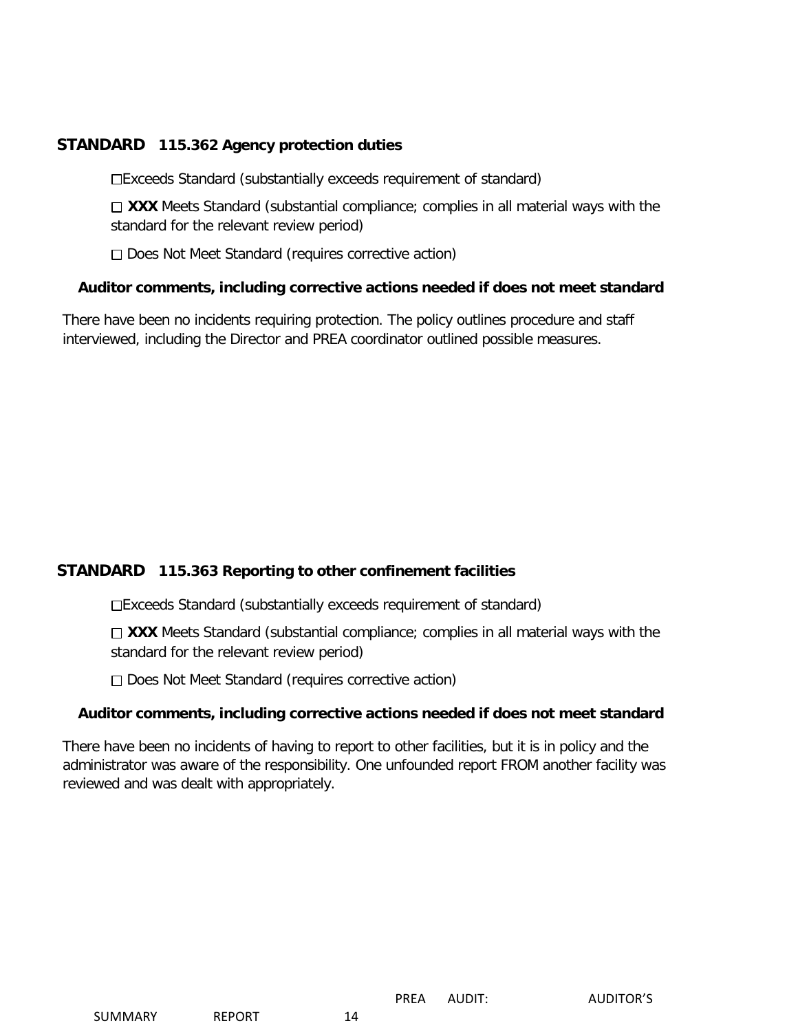**STANDARD 115.362 Agency protection duties**

☐Exceeds Standard (substantially exceeds requirement of standard)

☐ **XXX** Meets Standard (substantial compliance; complies in all material ways with the standard for the relevant review period)

☐ Does Not Meet Standard (requires corrective action)

**Auditor comments, including corrective actions needed if does not meet standard**

There have been no incidents requiring protection. The policy outlines procedure and staff interviewed, including the Director and PREA coordinator outlined possible measures.

**STANDARD 115.363 Reporting to other confinement facilities**

☐Exceeds Standard (substantially exceeds requirement of standard)

☐ **XXX** Meets Standard (substantial compliance; complies in all material ways with the standard for the relevant review period)

☐ Does Not Meet Standard (requires corrective action)

**Auditor comments, including corrective actions needed if does not meet standard**

There have been no incidents of having to report to other facilities, but it is in policy and the administrator was aware of the responsibility. One unfounded report FROM another facility was reviewed and was dealt with appropriately.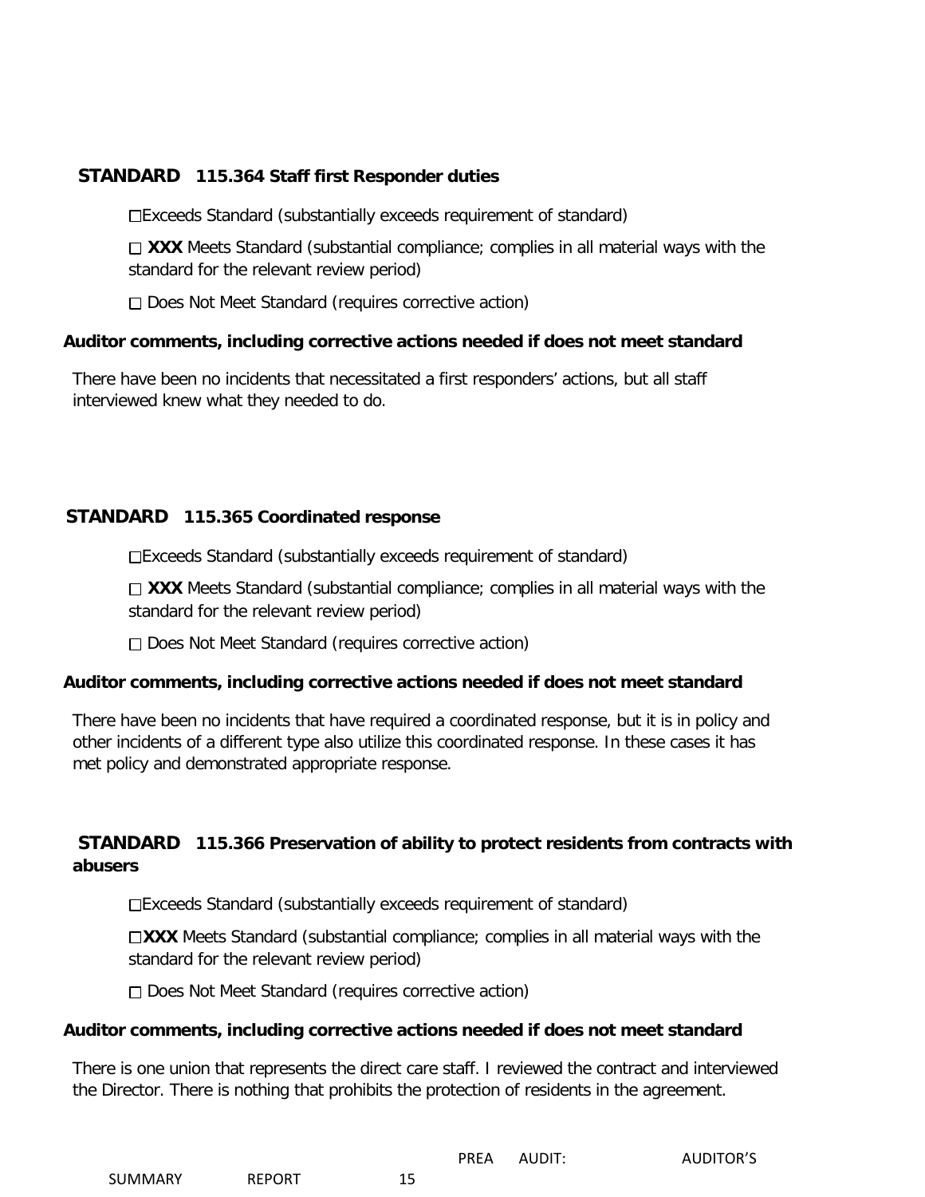## STANDARD 115.364 Staff first Responder duties

☐Exceeds Standard (substantially exceeds requirement of standard)

☐ **XXX** Meets Standard (substantial compliance; complies in all material ways with the standard for the relevant review period)

☐ Does Not Meet Standard (requires corrective action)

**Auditor comments, including corrective actions needed if does not meet standard**

There have been no incidents that necessitated a first responders' actions, but all staff interviewed knew what they needed to do.

## STANDARD 115.365 Coordinated response

☐Exceeds Standard (substantially exceeds requirement of standard)

☐ **XXX** Meets Standard (substantial compliance; complies in all material ways with the standard for the relevant review period)

☐ Does Not Meet Standard (requires corrective action)

**Auditor comments, including corrective actions needed if does not meet standard**

There have been no incidents that have required a coordinated response, but it is in policy and other incidents of a different type also utilize this coordinated response. In these cases it has met policy and demonstrated appropriate response.

## STANDARD 115.366 Preservation of ability to protect residents from contracts with abusers

☐Exceeds Standard (substantially exceeds requirement of standard)

☐**XXX** Meets Standard (substantial compliance; complies in all material ways with the standard for the relevant review period)

☐ Does Not Meet Standard (requires corrective action)

**Auditor comments, including corrective actions needed if does not meet standard**

There is one union that represents the direct care staff. I reviewed the contract and interviewed the Director. There is nothing that prohibits the protection of residents in the agreement.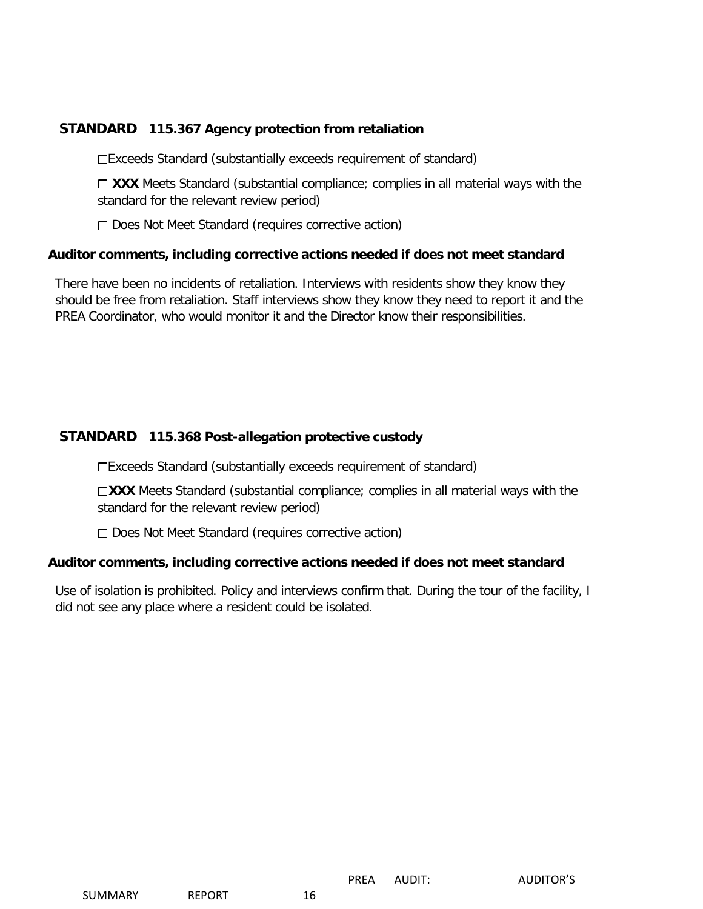## STANDARD 115.367 Agency protection from retaliation

☐Exceeds Standard (substantially exceeds requirement of standard)

☐ **XXX** Meets Standard (substantial compliance; complies in all material ways with the standard for the relevant review period)

☐ Does Not Meet Standard (requires corrective action)

**Auditor comments, including corrective actions needed if does not meet standard**

There have been no incidents of retaliation. Interviews with residents show they know they should be free from retaliation. Staff interviews show they know they need to report it and the PREA Coordinator, who would monitor it and the Director know their responsibilities.

## STANDARD 115.368 Post-allegation protective custody

☐Exceeds Standard (substantially exceeds requirement of standard)

☐**XXX** Meets Standard (substantial compliance; complies in all material ways with the standard for the relevant review period)

☐ Does Not Meet Standard (requires corrective action)

**Auditor comments, including corrective actions needed if does not meet standard**

Use of isolation is prohibited. Policy and interviews confirm that. During the tour of the facility, I did not see any place where a resident could be isolated.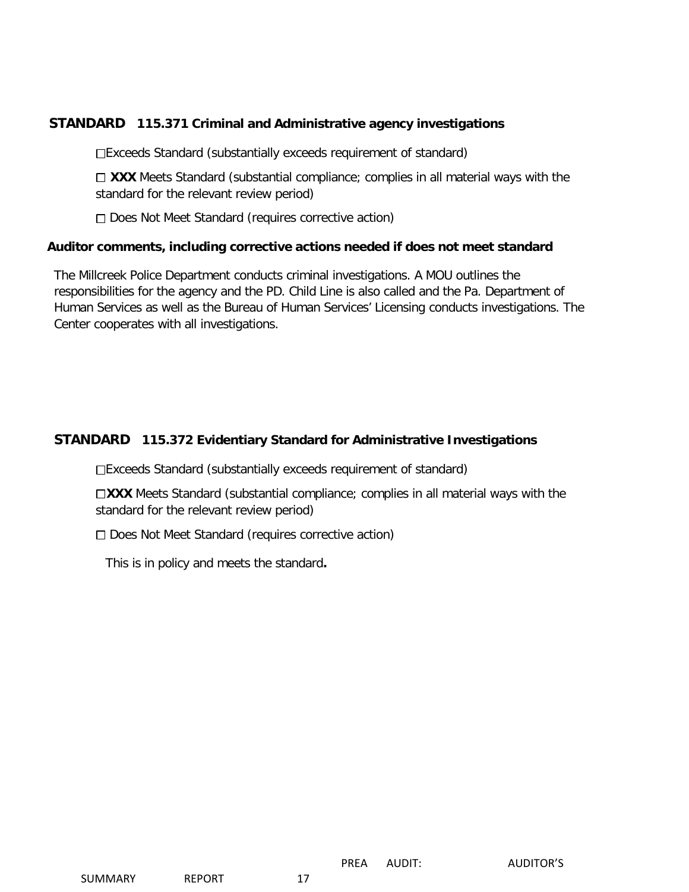## STANDARD 115.371 Criminal and Administrative agency investigations

☐Exceeds Standard (substantially exceeds requirement of standard)

☐ **XXX** Meets Standard (substantial compliance; complies in all material ways with the standard for the relevant review period)

☐ Does Not Meet Standard (requires corrective action)

**Auditor comments, including corrective actions needed if does not meet standard**

The Millcreek Police Department conducts criminal investigations. A MOU outlines the responsibilities for the agency and the PD. Child Line is also called and the Pa. Department of Human Services as well as the Bureau of Human Services' Licensing conducts investigations. The Center cooperates with all investigations.

## STANDARD 115.372 Evidentiary Standard for Administrative Investigations

☐Exceeds Standard (substantially exceeds requirement of standard)

☐**XXX** Meets Standard (substantial compliance; complies in all material ways with the standard for the relevant review period)

☐ Does Not Meet Standard (requires corrective action)

This is in policy and meets the standard**.**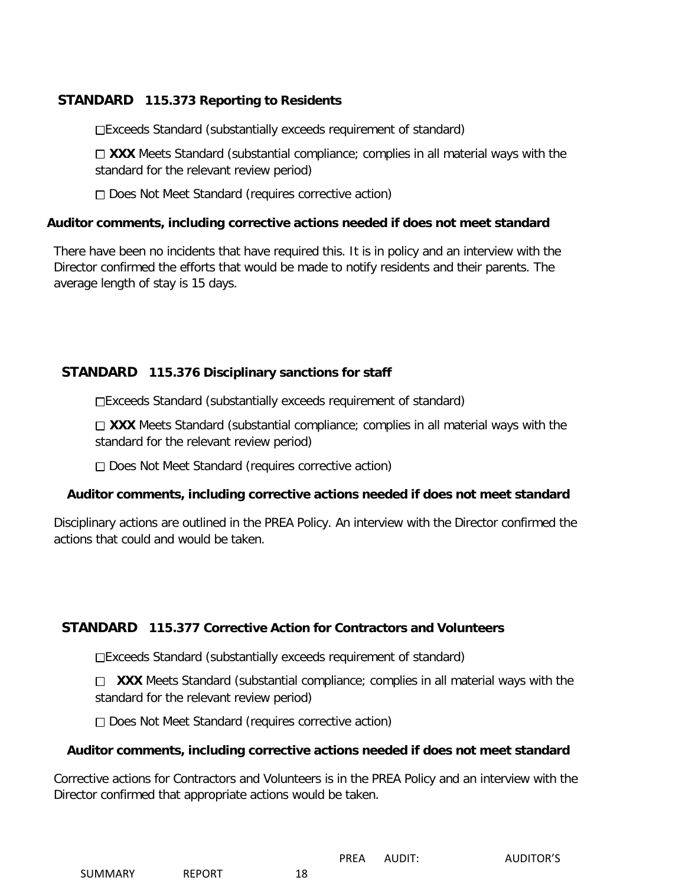## STANDARD 115.373 Reporting to Residents

☐Exceeds Standard (substantially exceeds requirement of standard)

☐ **XXX** Meets Standard (substantial compliance; complies in all material ways with the standard for the relevant review period)

☐ Does Not Meet Standard (requires corrective action)

**Auditor comments, including corrective actions needed if does not meet standard**

There have been no incidents that have required this. It is in policy and an interview with the Director confirmed the efforts that would be made to notify residents and their parents. The average length of stay is 15 days.

## STANDARD 115.376 Disciplinary sanctions for staff

☐Exceeds Standard (substantially exceeds requirement of standard)

☐ **XXX** Meets Standard (substantial compliance; complies in all material ways with the standard for the relevant review period)

☐ Does Not Meet Standard (requires corrective action)

**Auditor comments, including corrective actions needed if does not meet standard**

Disciplinary actions are outlined in the PREA Policy. An interview with the Director confirmed the actions that could and would be taken.

## STANDARD 115.377 Corrective Action for Contractors and Volunteers

☐Exceeds Standard (substantially exceeds requirement of standard)

☐ **XXX** Meets Standard (substantial compliance; complies in all material ways with the standard for the relevant review period)

☐ Does Not Meet Standard (requires corrective action)

**Auditor comments, including corrective actions needed if does not meet standard**

Corrective actions for Contractors and Volunteers is in the PREA Policy and an interview with the Director confirmed that appropriate actions would be taken.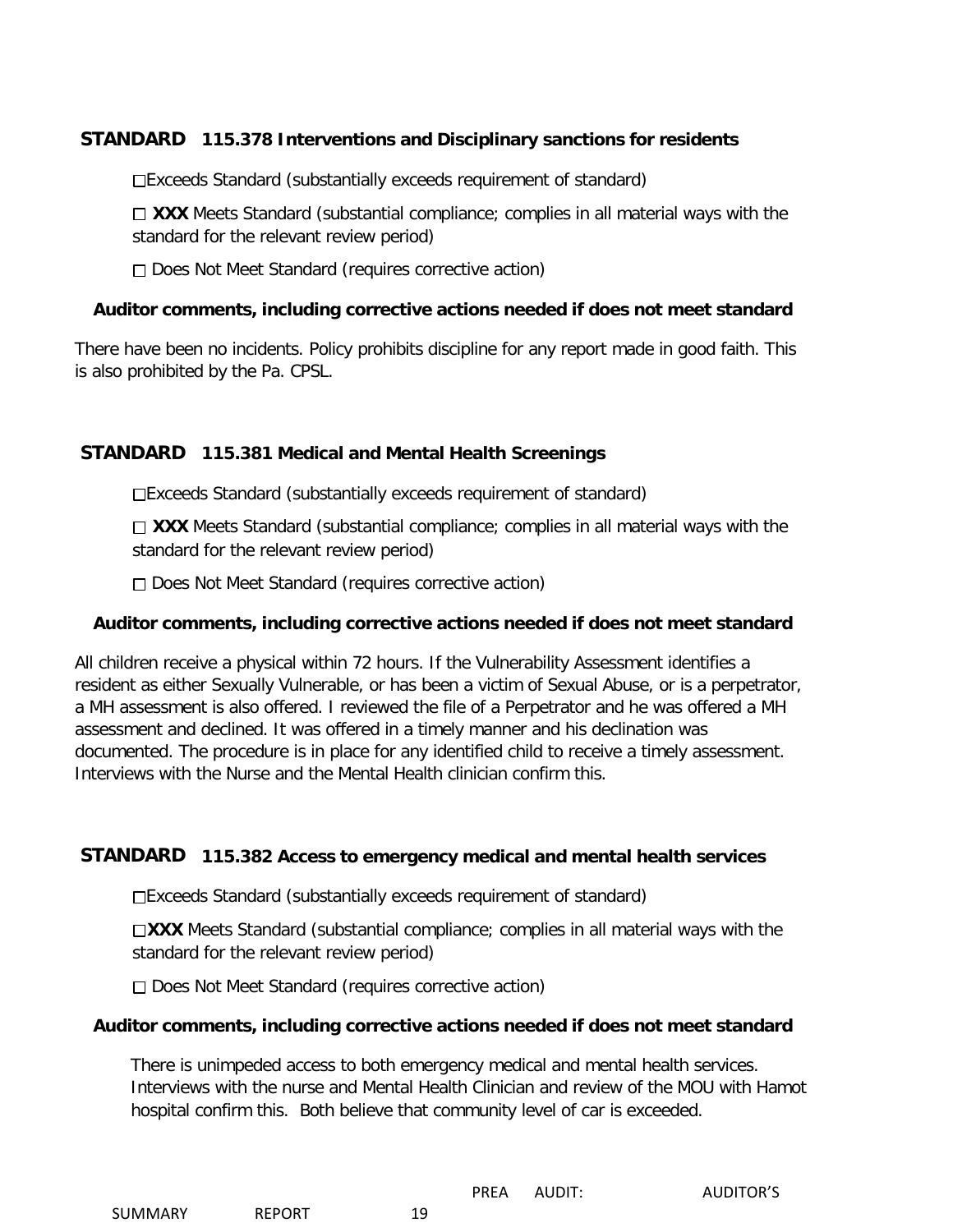## STANDARD 115.378 Interventions and Disciplinary sanctions for residents

☐Exceeds Standard (substantially exceeds requirement of standard)

☐ **XXX** Meets Standard (substantial compliance; complies in all material ways with the standard for the relevant review period)

☐ Does Not Meet Standard (requires corrective action)

**Auditor comments, including corrective actions needed if does not meet standard**

There have been no incidents. Policy prohibits discipline for any report made in good faith. This is also prohibited by the Pa. CPSL.

## STANDARD 115.381 Medical and Mental Health Screenings

☐Exceeds Standard (substantially exceeds requirement of standard)

☐ **XXX** Meets Standard (substantial compliance; complies in all material ways with the standard for the relevant review period)

☐ Does Not Meet Standard (requires corrective action)

**Auditor comments, including corrective actions needed if does not meet standard**

All children receive a physical within 72 hours. If the Vulnerability Assessment identifies a resident as either Sexually Vulnerable, or has been a victim of Sexual Abuse, or is a perpetrator, a MH assessment is also offered. I reviewed the file of a Perpetrator and he was offered a MH assessment and declined. It was offered in a timely manner and his declination was documented. The procedure is in place for any identified child to receive a timely assessment. Interviews with the Nurse and the Mental Health clinician confirm this.

## STANDARD 115.382 Access to emergency medical and mental health services

☐Exceeds Standard (substantially exceeds requirement of standard)

☐**XXX** Meets Standard (substantial compliance; complies in all material ways with the standard for the relevant review period)

☐ Does Not Meet Standard (requires corrective action)

**Auditor comments, including corrective actions needed if does not meet standard**

There is unimpeded access to both emergency medical and mental health services. Interviews with the nurse and Mental Health Clinician and review of the MOU with Hamot hospital confirm this. Both believe that community level of car is exceeded.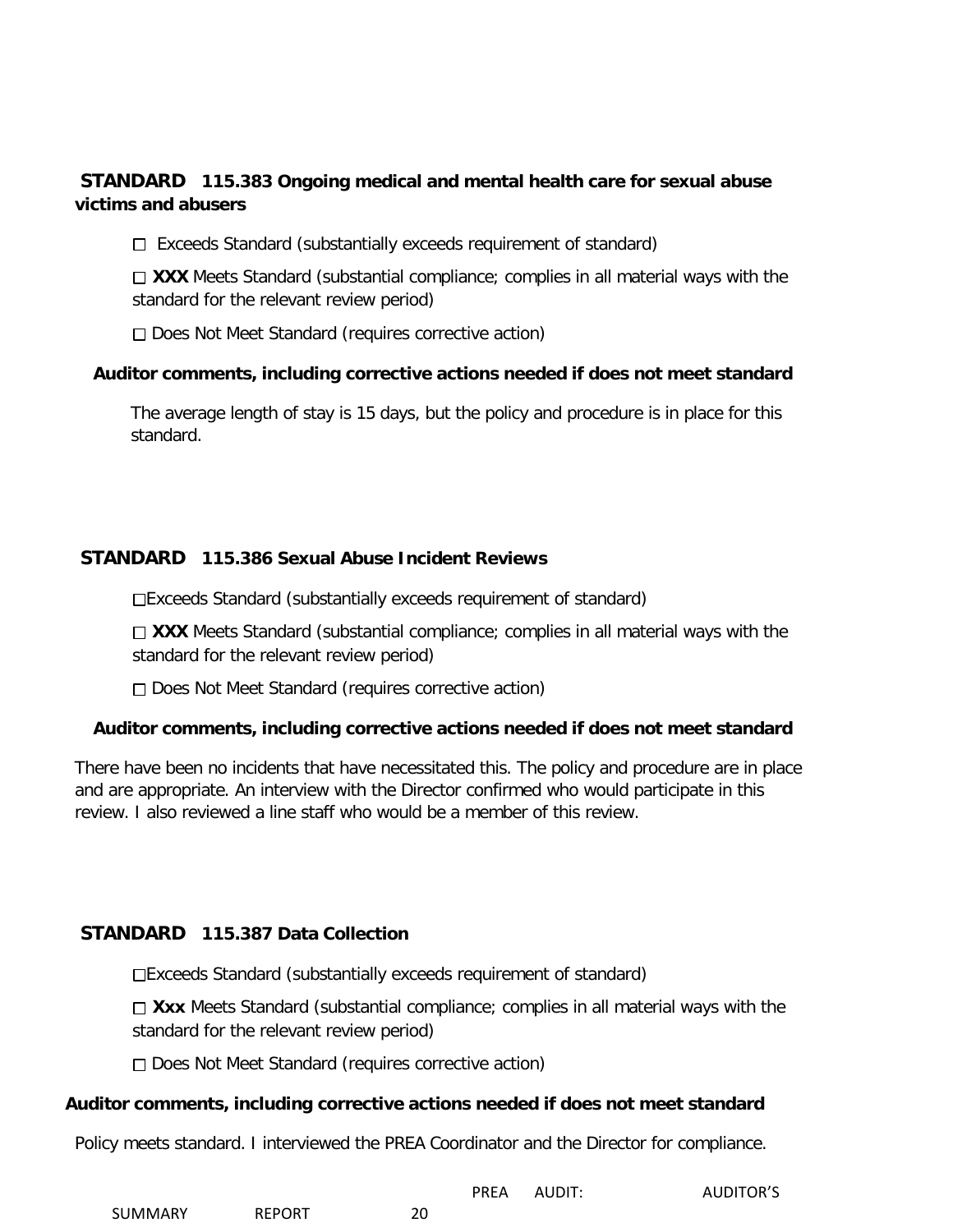**STANDARD 115.383 Ongoing medical and mental health care for sexual abuse victims and abusers**

☐ Exceeds Standard (substantially exceeds requirement of standard)

☐ **XXX** Meets Standard (substantial compliance; complies in all material ways with the standard for the relevant review period)

☐ Does Not Meet Standard (requires corrective action)

**Auditor comments, including corrective actions needed if does not meet standard**

The average length of stay is 15 days, but the policy and procedure is in place for this standard.

**STANDARD 115.386 Sexual Abuse Incident Reviews**

☐Exceeds Standard (substantially exceeds requirement of standard)

☐ **XXX** Meets Standard (substantial compliance; complies in all material ways with the standard for the relevant review period)

☐ Does Not Meet Standard (requires corrective action)

**Auditor comments, including corrective actions needed if does not meet standard**

There have been no incidents that have necessitated this. The policy and procedure are in place and are appropriate. An interview with the Director confirmed who would participate in this review. I also reviewed a line staff who would be a member of this review.

**STANDARD 115.387 Data Collection**

☐Exceeds Standard (substantially exceeds requirement of standard)

☐ **Xxx** Meets Standard (substantial compliance; complies in all material ways with the standard for the relevant review period)

☐ Does Not Meet Standard (requires corrective action)

**Auditor comments, including corrective actions needed if does not meet standard**

Policy meets standard. I interviewed the PREA Coordinator and the Director for compliance.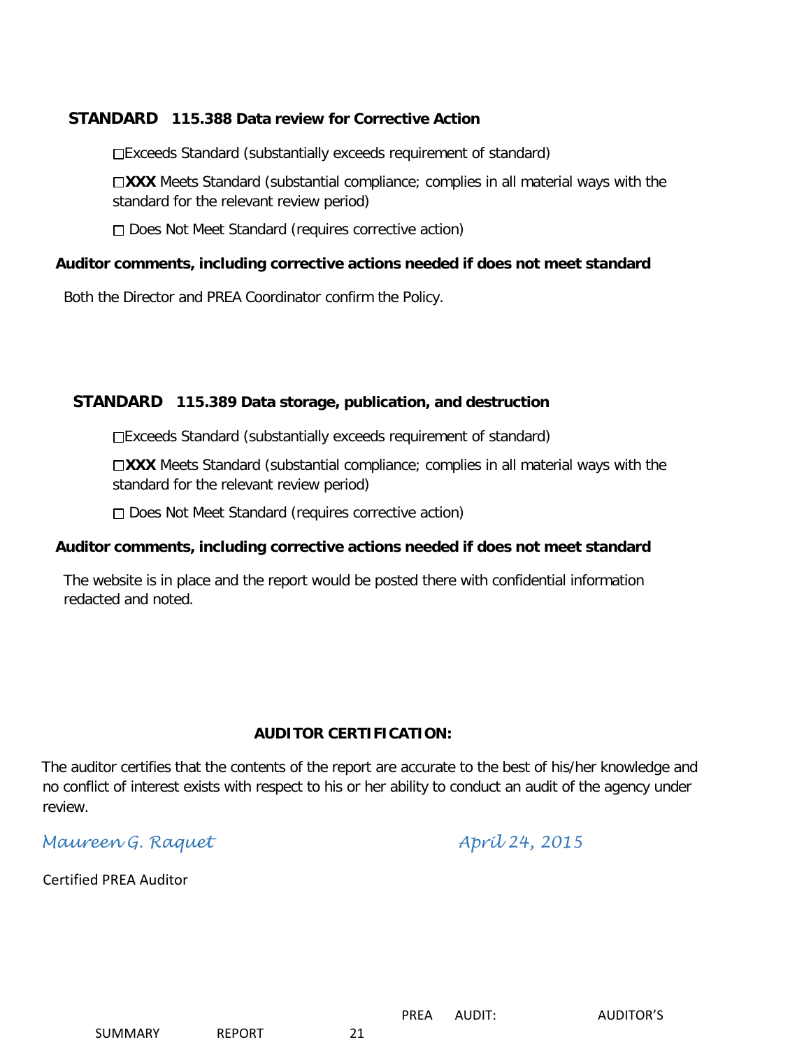### STANDARD 115.388 Data review for Corrective Action

☐Exceeds Standard (substantially exceeds requirement of standard)

☐**XXX** Meets Standard (substantial compliance; complies in all material ways with the standard for the relevant review period)

☐ Does Not Meet Standard (requires corrective action)

**Auditor comments, including corrective actions needed if does not meet standard**

Both the Director and PREA Coordinator confirm the Policy.

### STANDARD 115.389 Data storage, publication, and destruction

☐Exceeds Standard (substantially exceeds requirement of standard)

☐**XXX** Meets Standard (substantial compliance; complies in all material ways with the standard for the relevant review period)

☐ Does Not Meet Standard (requires corrective action)

**Auditor comments, including corrective actions needed if does not meet standard**

The website is in place and the report would be posted there with confidential information redacted and noted.

**AUDITOR CERTIFICATION:**

The auditor certifies that the contents of the report are accurate to the best of his/her knowledge and no conflict of interest exists with respect to his or her ability to conduct an audit of the agency under review.

*Maureen G. Raquet* *April 24, 2015*

Certified PREA Auditor